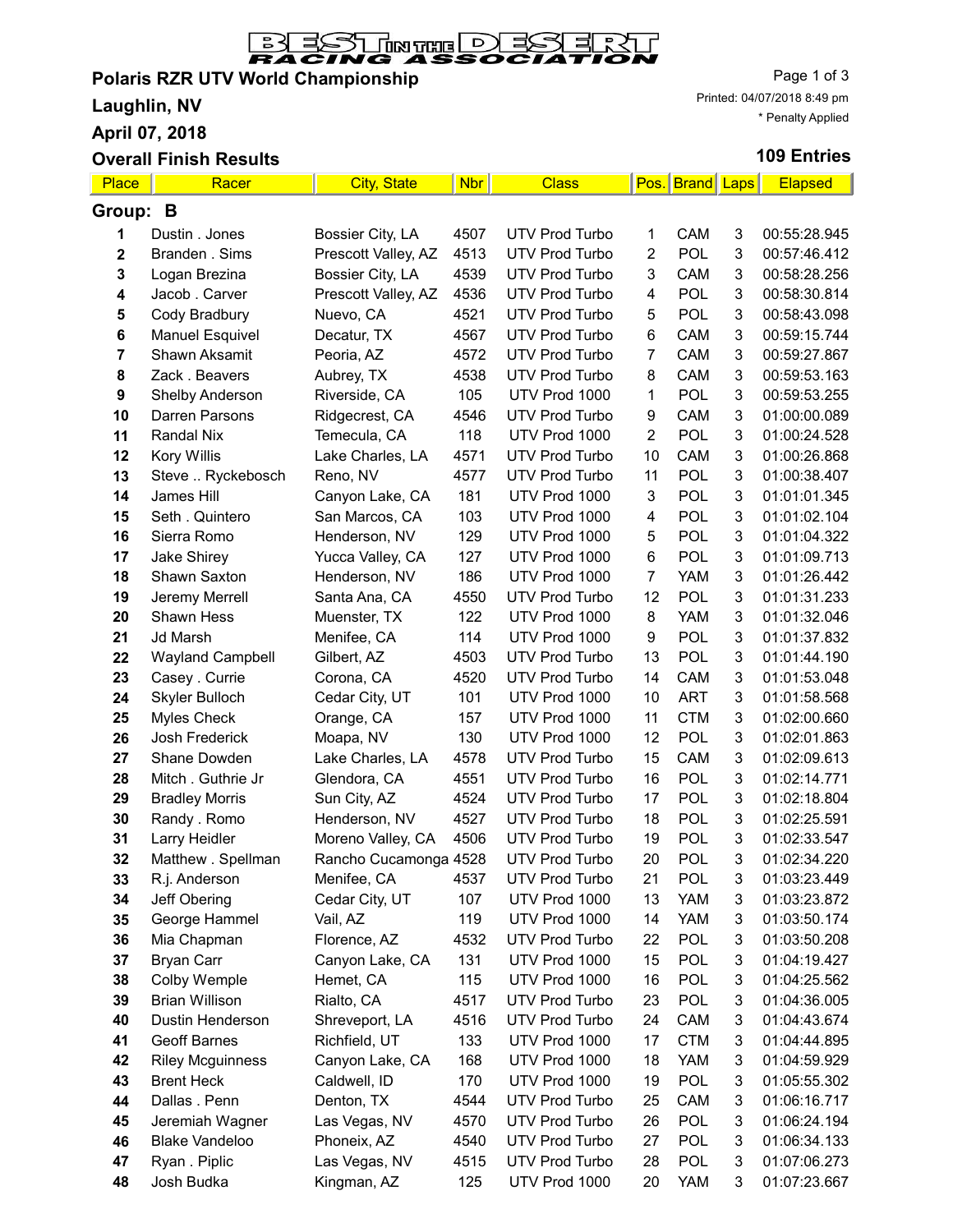# BEST IN THE DESERT RACING ASSOCIATION

## Polaris RZR UTV World Championship

**Laughlin, NV**

**April 07, 2018**

**Overall Finish Results**

Printed: 04/07/2018 8:49 pm

* Penalty Applied

**109 Entries**

| Place | Racer | City, State | Nbr | Class | Pos. | Brand | Laps | Elapsed |
|---|---|---|---|---|---|---|---|---|
| **Group: B** | | | | | | | | |
| 1 | Dustin . Jones | Bossier City, LA | 4507 | UTV Prod Turbo | 1 | CAM | 3 | 00:55:28.945 |
| 2 | Branden . Sims | Prescott Valley, AZ | 4513 | UTV Prod Turbo | 2 | POL | 3 | 00:57:46.412 |
| 3 | Logan Brezina | Bossier City, LA | 4539 | UTV Prod Turbo | 3 | CAM | 3 | 00:58:28.256 |
| 4 | Jacob . Carver | Prescott Valley, AZ | 4536 | UTV Prod Turbo | 4 | POL | 3 | 00:58:30.814 |
| 5 | Cody Bradbury | Nuevo, CA | 4521 | UTV Prod Turbo | 5 | POL | 3 | 00:58:43.098 |
| 6 | Manuel Esquivel | Decatur, TX | 4567 | UTV Prod Turbo | 6 | CAM | 3 | 00:59:15.744 |
| 7 | Shawn Aksamit | Peoria, AZ | 4572 | UTV Prod Turbo | 7 | CAM | 3 | 00:59:27.867 |
| 8 | Zack . Beavers | Aubrey, TX | 4538 | UTV Prod Turbo | 8 | CAM | 3 | 00:59:53.163 |
| 9 | Shelby Anderson | Riverside, CA | 105 | UTV Prod 1000 | 1 | POL | 3 | 00:59:53.255 |
| 10 | Darren Parsons | Ridgecrest, CA | 4546 | UTV Prod Turbo | 9 | CAM | 3 | 01:00:00.089 |
| 11 | Randal Nix | Temecula, CA | 118 | UTV Prod 1000 | 2 | POL | 3 | 01:00:24.528 |
| 12 | Kory Willis | Lake Charles, LA | 4571 | UTV Prod Turbo | 10 | CAM | 3 | 01:00:26.868 |
| 13 | Steve .. Ryckebosch | Reno, NV | 4577 | UTV Prod Turbo | 11 | POL | 3 | 01:00:38.407 |
| 14 | James Hill | Canyon Lake, CA | 181 | UTV Prod 1000 | 3 | POL | 3 | 01:01:01.345 |
| 15 | Seth . Quintero | San Marcos, CA | 103 | UTV Prod 1000 | 4 | POL | 3 | 01:01:02.104 |
| 16 | Sierra Romo | Henderson, NV | 129 | UTV Prod 1000 | 5 | POL | 3 | 01:01:04.322 |
| 17 | Jake Shirey | Yucca Valley, CA | 127 | UTV Prod 1000 | 6 | POL | 3 | 01:01:09.713 |
| 18 | Shawn Saxton | Henderson, NV | 186 | UTV Prod 1000 | 7 | YAM | 3 | 01:01:26.442 |
| 19 | Jeremy Merrell | Santa Ana, CA | 4550 | UTV Prod Turbo | 12 | POL | 3 | 01:01:31.233 |
| 20 | Shawn Hess | Muenster, TX | 122 | UTV Prod 1000 | 8 | YAM | 3 | 01:01:32.046 |
| 21 | Jd Marsh | Menifee, CA | 114 | UTV Prod 1000 | 9 | POL | 3 | 01:01:37.832 |
| 22 | Wayland Campbell | Gilbert, AZ | 4503 | UTV Prod Turbo | 13 | POL | 3 | 01:01:44.190 |
| 23 | Casey . Currie | Corona, CA | 4520 | UTV Prod Turbo | 14 | CAM | 3 | 01:01:53.048 |
| 24 | Skyler Bulloch | Cedar City, UT | 101 | UTV Prod 1000 | 10 | ART | 3 | 01:01:58.568 |
| 25 | Myles Check | Orange, CA | 157 | UTV Prod 1000 | 11 | CTM | 3 | 01:02:00.660 |
| 26 | Josh Frederick | Moapa, NV | 130 | UTV Prod 1000 | 12 | POL | 3 | 01:02:01.863 |
| 27 | Shane Dowden | Lake Charles, LA | 4578 | UTV Prod Turbo | 15 | CAM | 3 | 01:02:09.613 |
| 28 | Mitch . Guthrie Jr | Glendora, CA | 4551 | UTV Prod Turbo | 16 | POL | 3 | 01:02:14.771 |
| 29 | Bradley Morris | Sun City, AZ | 4524 | UTV Prod Turbo | 17 | POL | 3 | 01:02:18.804 |
| 30 | Randy . Romo | Henderson, NV | 4527 | UTV Prod Turbo | 18 | POL | 3 | 01:02:25.591 |
| 31 | Larry Heidler | Moreno Valley, CA | 4506 | UTV Prod Turbo | 19 | POL | 3 | 01:02:33.547 |
| 32 | Matthew . Spellman | Rancho Cucamonga | 4528 | UTV Prod Turbo | 20 | POL | 3 | 01:02:34.220 |
| 33 | R.j. Anderson | Menifee, CA | 4537 | UTV Prod Turbo | 21 | POL | 3 | 01:03:23.449 |
| 34 | Jeff Obering | Cedar City, UT | 107 | UTV Prod 1000 | 13 | YAM | 3 | 01:03:23.872 |
| 35 | George Hammel | Vail, AZ | 119 | UTV Prod 1000 | 14 | YAM | 3 | 01:03:50.174 |
| 36 | Mia Chapman | Florence, AZ | 4532 | UTV Prod Turbo | 22 | POL | 3 | 01:03:50.208 |
| 37 | Bryan Carr | Canyon Lake, CA | 131 | UTV Prod 1000 | 15 | POL | 3 | 01:04:19.427 |
| 38 | Colby Wemple | Hemet, CA | 115 | UTV Prod 1000 | 16 | POL | 3 | 01:04:25.562 |
| 39 | Brian Willison | Rialto, CA | 4517 | UTV Prod Turbo | 23 | POL | 3 | 01:04:36.005 |
| 40 | Dustin Henderson | Shreveport, LA | 4516 | UTV Prod Turbo | 24 | CAM | 3 | 01:04:43.674 |
| 41 | Geoff Barnes | Richfield, UT | 133 | UTV Prod 1000 | 17 | CTM | 3 | 01:04:44.895 |
| 42 | Riley Mcguinness | Canyon Lake, CA | 168 | UTV Prod 1000 | 18 | YAM | 3 | 01:04:59.929 |
| 43 | Brent Heck | Caldwell, ID | 170 | UTV Prod 1000 | 19 | POL | 3 | 01:05:55.302 |
| 44 | Dallas . Penn | Denton, TX | 4544 | UTV Prod Turbo | 25 | CAM | 3 | 01:06:16.717 |
| 45 | Jeremiah Wagner | Las Vegas, NV | 4570 | UTV Prod Turbo | 26 | POL | 3 | 01:06:24.194 |
| 46 | Blake Vandeloo | Phoneix, AZ | 4540 | UTV Prod Turbo | 27 | POL | 3 | 01:06:34.133 |
| 47 | Ryan . Piplic | Las Vegas, NV | 4515 | UTV Prod Turbo | 28 | POL | 3 | 01:07:06.273 |
| 48 | Josh Budka | Kingman, AZ | 125 | UTV Prod 1000 | 20 | YAM | 3 | 01:07:23.667 |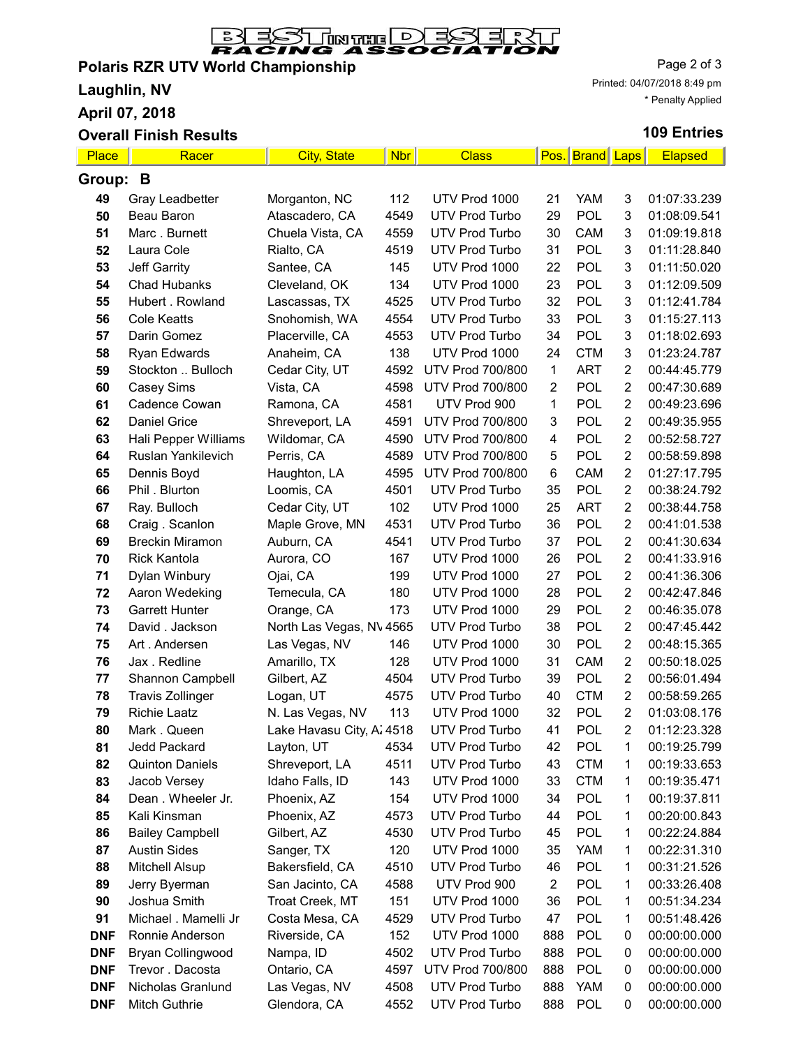# BEST IN THE DESERT RACING ASSOCIATION

**Polaris RZR UTV World Championship**

**Laughlin, NV**

**April 07, 2018**

**Overall Finish Results**

Printed: 04/07/2018 8:49 pm

\* Penalty Applied

**109 Entries**

| Place | Racer | City, State | Nbr | Class | Pos. | Brand | Laps | Elapsed |
|---|---|---|---|---|---|---|---|---|
| **Group: B** | | | | | | | | |
| 49 | Gray Leadbetter | Morganton, NC | 112 | UTV Prod 1000 | 21 | YAM | 3 | 01:07:33.239 |
| 50 | Beau Baron | Atascadero, CA | 4549 | UTV Prod Turbo | 29 | POL | 3 | 01:08:09.541 |
| 51 | Marc . Burnett | Chuela Vista, CA | 4559 | UTV Prod Turbo | 30 | CAM | 3 | 01:09:19.818 |
| 52 | Laura Cole | Rialto, CA | 4519 | UTV Prod Turbo | 31 | POL | 3 | 01:11:28.840 |
| 53 | Jeff Garrity | Santee, CA | 145 | UTV Prod 1000 | 22 | POL | 3 | 01:11:50.020 |
| 54 | Chad Hubanks | Cleveland, OK | 134 | UTV Prod 1000 | 23 | POL | 3 | 01:12:09.509 |
| 55 | Hubert . Rowland | Lascassas, TX | 4525 | UTV Prod Turbo | 32 | POL | 3 | 01:12:41.784 |
| 56 | Cole Keatts | Snohomish, WA | 4554 | UTV Prod Turbo | 33 | POL | 3 | 01:15:27.113 |
| 57 | Darin Gomez | Placerville, CA | 4553 | UTV Prod Turbo | 34 | POL | 3 | 01:18:02.693 |
| 58 | Ryan Edwards | Anaheim, CA | 138 | UTV Prod 1000 | 24 | CTM | 3 | 01:23:24.787 |
| 59 | Stockton .. Bulloch | Cedar City, UT | 4592 | UTV Prod 700/800 | 1 | ART | 2 | 00:44:45.779 |
| 60 | Casey Sims | Vista, CA | 4598 | UTV Prod 700/800 | 2 | POL | 2 | 00:47:30.689 |
| 61 | Cadence Cowan | Ramona, CA | 4581 | UTV Prod 900 | 1 | POL | 2 | 00:49:23.696 |
| 62 | Daniel Grice | Shreveport, LA | 4591 | UTV Prod 700/800 | 3 | POL | 2 | 00:49:35.955 |
| 63 | Hali Pepper Williams | Wildomar, CA | 4590 | UTV Prod 700/800 | 4 | POL | 2 | 00:52:58.727 |
| 64 | Ruslan Yankilevich | Perris, CA | 4589 | UTV Prod 700/800 | 5 | POL | 2 | 00:58:59.898 |
| 65 | Dennis Boyd | Haughton, LA | 4595 | UTV Prod 700/800 | 6 | CAM | 2 | 01:27:17.795 |
| 66 | Phil . Blurton | Loomis, CA | 4501 | UTV Prod Turbo | 35 | POL | 2 | 00:38:24.792 |
| 67 | Ray. Bulloch | Cedar City, UT | 102 | UTV Prod 1000 | 25 | ART | 2 | 00:38:44.758 |
| 68 | Craig . Scanlon | Maple Grove, MN | 4531 | UTV Prod Turbo | 36 | POL | 2 | 00:41:01.538 |
| 69 | Breckin Miramon | Auburn, CA | 4541 | UTV Prod Turbo | 37 | POL | 2 | 00:41:30.634 |
| 70 | Rick Kantola | Aurora, CO | 167 | UTV Prod 1000 | 26 | POL | 2 | 00:41:33.916 |
| 71 | Dylan Winbury | Ojai, CA | 199 | UTV Prod 1000 | 27 | POL | 2 | 00:41:36.306 |
| 72 | Aaron Wedeking | Temecula, CA | 180 | UTV Prod 1000 | 28 | POL | 2 | 00:42:47.846 |
| 73 | Garrett Hunter | Orange, CA | 173 | UTV Prod 1000 | 29 | POL | 2 | 00:46:35.078 |
| 74 | David . Jackson | North Las Vegas, NV | 4565 | UTV Prod Turbo | 38 | POL | 2 | 00:47:45.442 |
| 75 | Art . Andersen | Las Vegas, NV | 146 | UTV Prod 1000 | 30 | POL | 2 | 00:48:15.365 |
| 76 | Jax . Redline | Amarillo, TX | 128 | UTV Prod 1000 | 31 | CAM | 2 | 00:50:18.025 |
| 77 | Shannon Campbell | Gilbert, AZ | 4504 | UTV Prod Turbo | 39 | POL | 2 | 00:56:01.494 |
| 78 | Travis Zollinger | Logan, UT | 4575 | UTV Prod Turbo | 40 | CTM | 2 | 00:58:59.265 |
| 79 | Richie Laatz | N. Las Vegas, NV | 113 | UTV Prod 1000 | 32 | POL | 2 | 01:03:08.176 |
| 80 | Mark . Queen | Lake Havasu City, AZ | 4518 | UTV Prod Turbo | 41 | POL | 2 | 01:12:23.328 |
| 81 | Jedd Packard | Layton, UT | 4534 | UTV Prod Turbo | 42 | POL | 1 | 00:19:25.799 |
| 82 | Quinton Daniels | Shreveport, LA | 4511 | UTV Prod Turbo | 43 | CTM | 1 | 00:19:33.653 |
| 83 | Jacob Versey | Idaho Falls, ID | 143 | UTV Prod 1000 | 33 | CTM | 1 | 00:19:35.471 |
| 84 | Dean . Wheeler Jr. | Phoenix, AZ | 154 | UTV Prod 1000 | 34 | POL | 1 | 00:19:37.811 |
| 85 | Kali Kinsman | Phoenix, AZ | 4573 | UTV Prod Turbo | 44 | POL | 1 | 00:20:00.843 |
| 86 | Bailey Campbell | Gilbert, AZ | 4530 | UTV Prod Turbo | 45 | POL | 1 | 00:22:24.884 |
| 87 | Austin Sides | Sanger, TX | 120 | UTV Prod 1000 | 35 | YAM | 1 | 00:22:31.310 |
| 88 | Mitchell Alsup | Bakersfield, CA | 4510 | UTV Prod Turbo | 46 | POL | 1 | 00:31:21.526 |
| 89 | Jerry Byerman | San Jacinto, CA | 4588 | UTV Prod 900 | 2 | POL | 1 | 00:33:26.408 |
| 90 | Joshua Smith | Troat Creek, MT | 151 | UTV Prod 1000 | 36 | POL | 1 | 00:51:34.234 |
| 91 | Michael . Mamelli Jr | Costa Mesa, CA | 4529 | UTV Prod Turbo | 47 | POL | 1 | 00:51:48.426 |
| DNF | Ronnie Anderson | Riverside, CA | 152 | UTV Prod 1000 | 888 | POL | 0 | 00:00:00.000 |
| DNF | Bryan Collingwood | Nampa, ID | 4502 | UTV Prod Turbo | 888 | POL | 0 | 00:00:00.000 |
| DNF | Trevor . Dacosta | Ontario, CA | 4597 | UTV Prod 700/800 | 888 | POL | 0 | 00:00:00.000 |
| DNF | Nicholas Granlund | Las Vegas, NV | 4508 | UTV Prod Turbo | 888 | YAM | 0 | 00:00:00.000 |
| DNF | Mitch Guthrie | Glendora, CA | 4552 | UTV Prod Turbo | 888 | POL | 0 | 00:00:00.000 |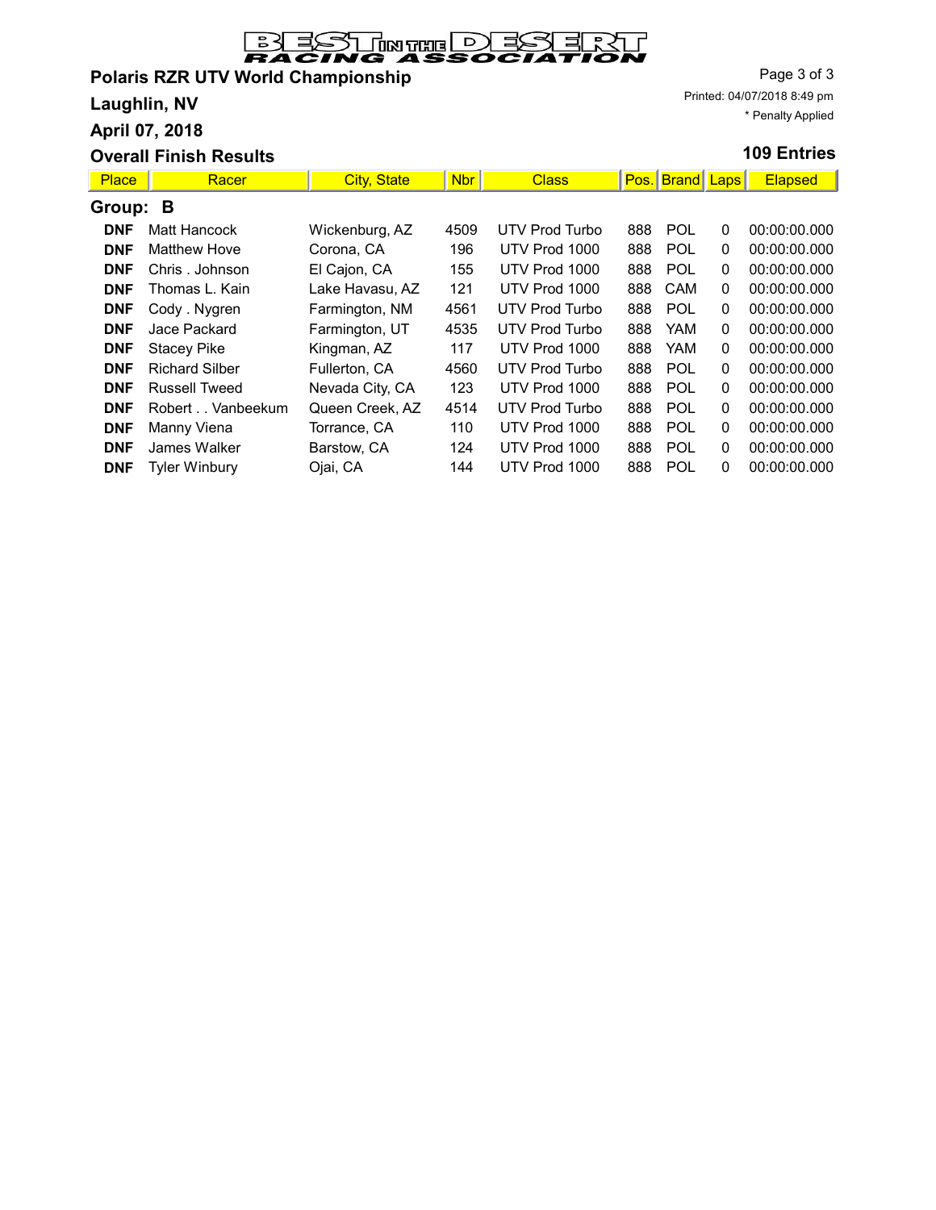BEST IN THE DESERT RACING ASSOCIATION

**Polaris RZR UTV World Championship**

**Laughlin, NV**

**April 07, 2018**

Printed: 04/07/2018 8:49 pm

\* Penalty Applied

## Overall Finish Results

**109 Entries**

| Place | Racer | City, State | Nbr | Class | Pos. | Brand | Laps | Elapsed |
|---|---|---|---|---|---|---|---|---|
| **Group: B** | | | | | | | | |
| **DNF** | Matt Hancock | Wickenburg, AZ | 4509 | UTV Prod Turbo | 888 | POL | 0 | 00:00:00.000 |
| **DNF** | Matthew Hove | Corona, CA | 196 | UTV Prod 1000 | 888 | POL | 0 | 00:00:00.000 |
| **DNF** | Chris . Johnson | El Cajon, CA | 155 | UTV Prod 1000 | 888 | POL | 0 | 00:00:00.000 |
| **DNF** | Thomas L. Kain | Lake Havasu, AZ | 121 | UTV Prod 1000 | 888 | CAM | 0 | 00:00:00.000 |
| **DNF** | Cody . Nygren | Farmington, NM | 4561 | UTV Prod Turbo | 888 | POL | 0 | 00:00:00.000 |
| **DNF** | Jace Packard | Farmington, UT | 4535 | UTV Prod Turbo | 888 | YAM | 0 | 00:00:00.000 |
| **DNF** | Stacey Pike | Kingman, AZ | 117 | UTV Prod 1000 | 888 | YAM | 0 | 00:00:00.000 |
| **DNF** | Richard Silber | Fullerton, CA | 4560 | UTV Prod Turbo | 888 | POL | 0 | 00:00:00.000 |
| **DNF** | Russell Tweed | Nevada City, CA | 123 | UTV Prod 1000 | 888 | POL | 0 | 00:00:00.000 |
| **DNF** | Robert . . Vanbeekum | Queen Creek, AZ | 4514 | UTV Prod Turbo | 888 | POL | 0 | 00:00:00.000 |
| **DNF** | Manny Viena | Torrance, CA | 110 | UTV Prod 1000 | 888 | POL | 0 | 00:00:00.000 |
| **DNF** | James Walker | Barstow, CA | 124 | UTV Prod 1000 | 888 | POL | 0 | 00:00:00.000 |
| **DNF** | Tyler Winbury | Ojai, CA | 144 | UTV Prod 1000 | 888 | POL | 0 | 00:00:00.000 |